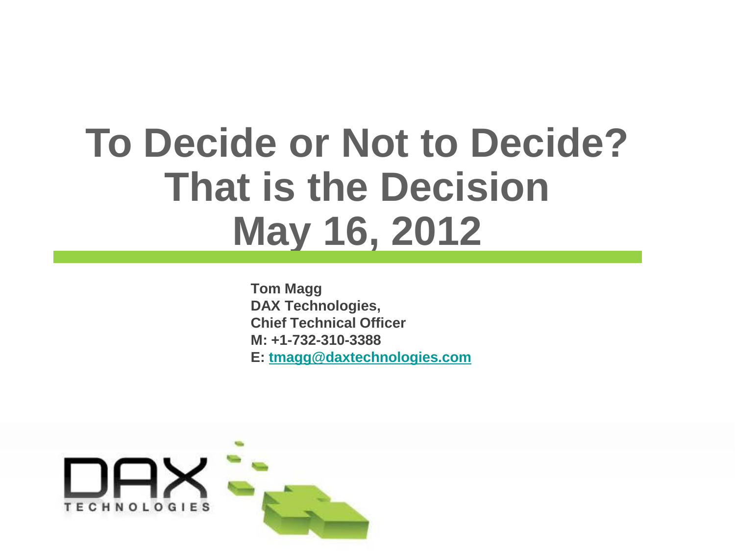# To Decide or Not to Decide? That is the Decision May 16, 2012

**Tom Magg**
**DAX Technologies,**
**Chief Technical Officer**
**M: +1-732-310-3388**
**E: tmagg@daxtechnologies.com**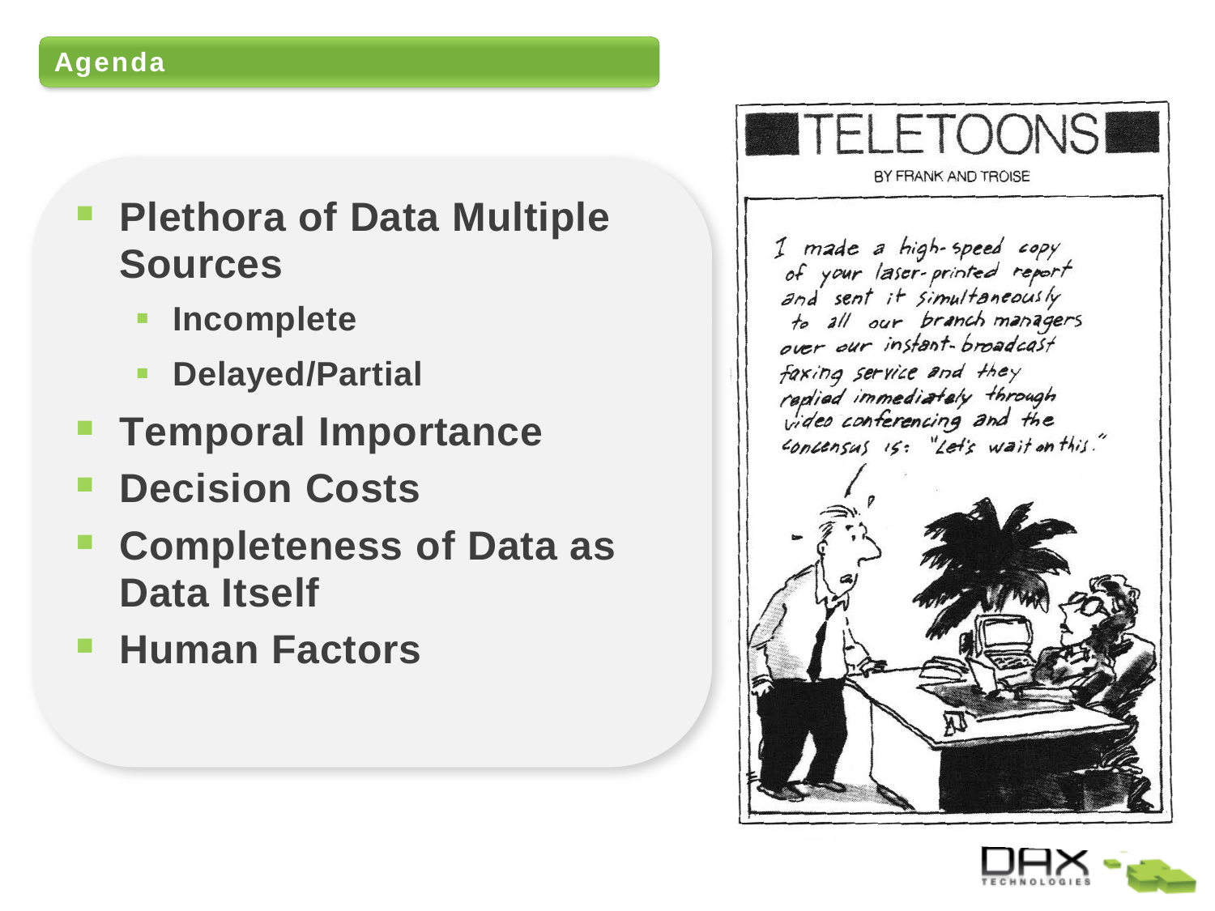## Agenda

- **Plethora of Data Multiple Sources**
  - **Incomplete**
  - **Delayed/Partial**
- **Temporal Importance**
- **Decision Costs**
- **Completeness of Data as Data Itself**
- **Human Factors**

TELETOONS

BY FRANK AND TROISE

*I made a high-speed copy of your laser-printed report and sent it simultaneously to all our branch managers over our instant-broadcast faxing service and they replied immediately through video conferencing and the consensus is: "Let's wait on this."*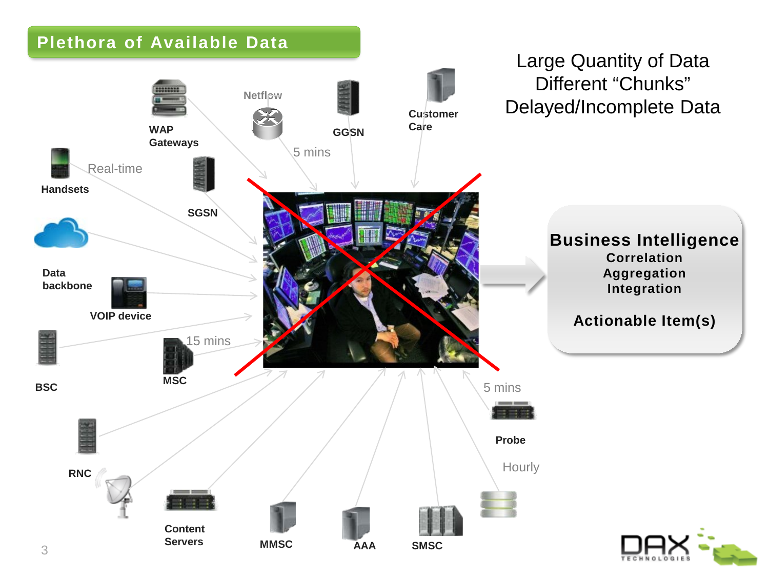## Plethora of Available Data

Large Quantity of Data
Different "Chunks"
Delayed/Incomplete Data

WAP Gateways

Netflow

GGSN

Customer Care

Handsets

Real-time

5 mins

SGSN

Data backbone

VOIP device

BSC

MSC

15 mins

RNC

Content Servers

MMSC

AAA

SMSC

5 mins

Probe

Hourly

**Business Intelligence**

**Correlation**
**Aggregation**
**Integration**

**Actionable Item(s)**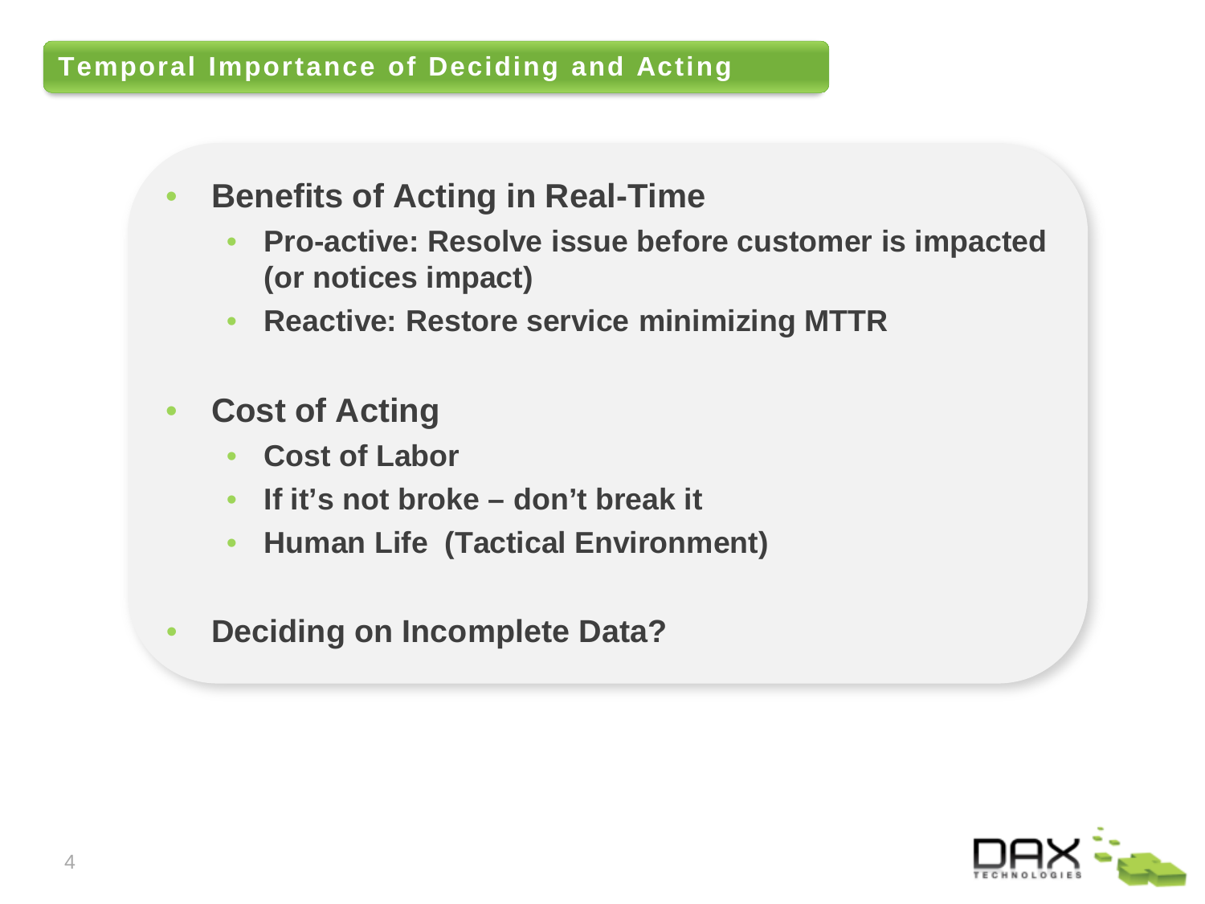## Temporal Importance of Deciding and Acting

- **Benefits of Acting in Real-Time**
  - **Pro-active: Resolve issue before customer is impacted (or notices impact)**
  - **Reactive: Restore service minimizing MTTR**
- **Cost of Acting**
  - **Cost of Labor**
  - **If it's not broke – don't break it**
  - **Human Life (Tactical Environment)**
- **Deciding on Incomplete Data?**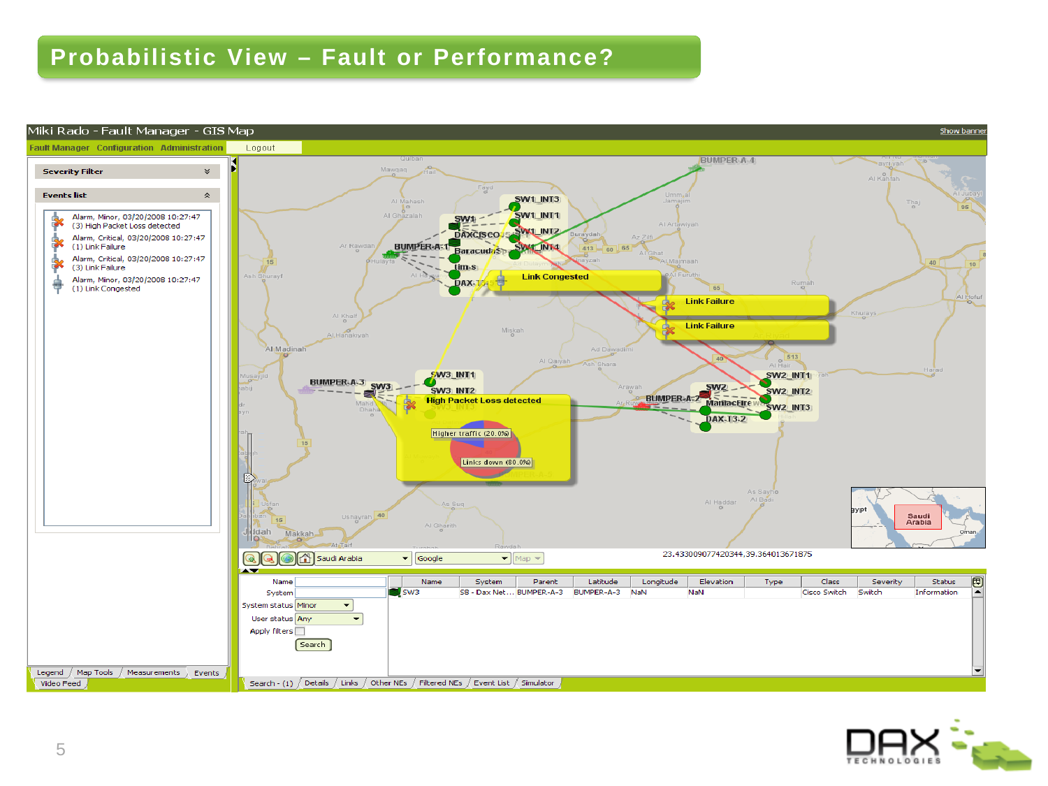# Probabilistic View – Fault or Performance?

Miki Rado - Fault Manager - GIS Map

Fault Manager | Configuration | Administration | Logout

Severity Filter

Events list

- Alarm, Minor, 03/20/2008 10:27:47
  (3) High Packet Loss detected
- Alarm, Critical, 03/20/2008 10:27:47
  (1) Link Failure
- Alarm, Critical, 03/20/2008 10:27:47
  (3) Link Failure
- Alarm, Minor, 03/20/2008 10:27:47
  (1) Link Congested

Link Congested

Link Failure

Link Failure

High Packet Loss detected

Higher traffic (20.0%)

Links down (80.0%)

23.433009077420344,39.364013671875

Name:
System:
System status: Minor
User status: Any
Apply filters
Search

| Name | System | Parent | Latitude | Longitude | Elevation | Type | Class | Severity | Status |
|---|---|---|---|---|---|---|---|---|---|
| SW3 | S8 - Dax Net... | BUMPER-A-3 | BUMPER-A-3 | NaN | NaN | | Cisco Switch | Switch | Information |

Search - (1) | Details | Links | Other NEs | Filtered NEs | Event List | Simulator

Legend | Map Tools | Measurements | Events | Video Feed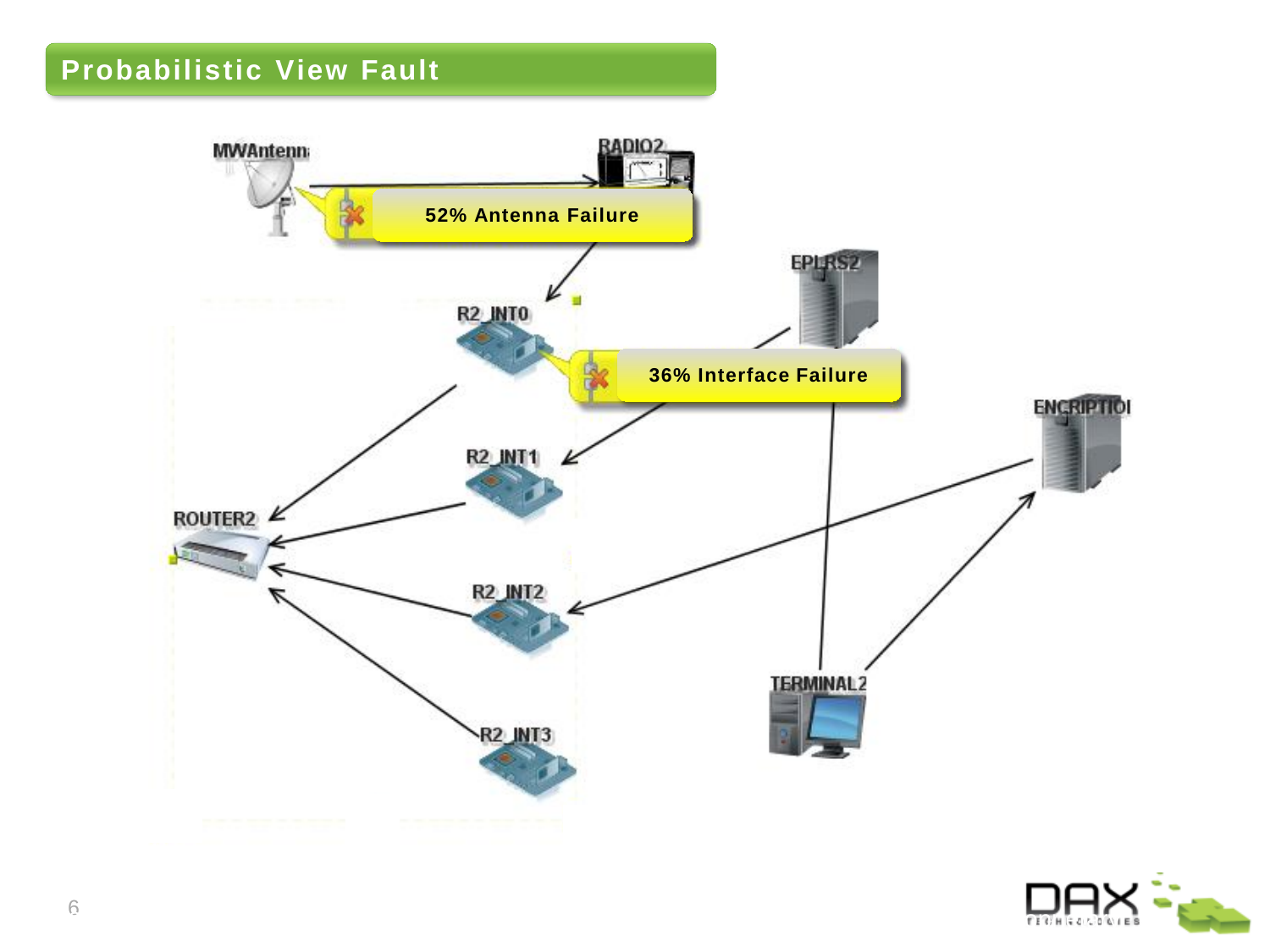## Probabilistic View Fault

MWAntenna

RADIO2

52% Antenna Failure

EPLRS2

R2_INT0

36% Interface Failure

ENCRIPTION

R2_INT1

ROUTER2

R2_INT2

TERMINAL2

R2_INT3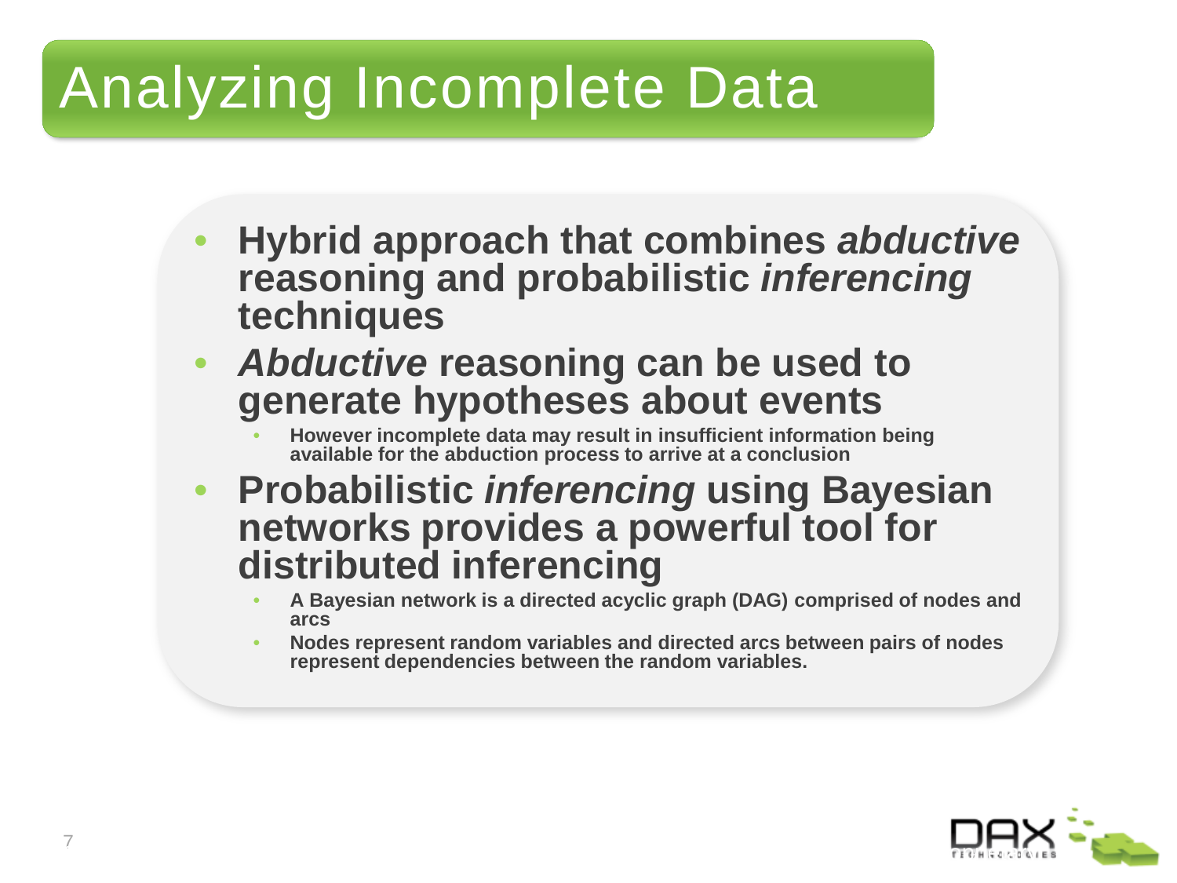# Analyzing Incomplete Data

- **Hybrid approach that combines *abductive* reasoning and probabilistic *inferencing* techniques**
- ***Abductive* reasoning can be used to generate hypotheses about events**
  - **However incomplete data may result in insufficient information being available for the abduction process to arrive at a conclusion**
- **Probabilistic *inferencing* using Bayesian networks provides a powerful tool for distributed inferencing**
  - **A Bayesian network is a directed acyclic graph (DAG) comprised of nodes and arcs**
  - **Nodes represent random variables and directed arcs between pairs of nodes represent dependencies between the random variables.**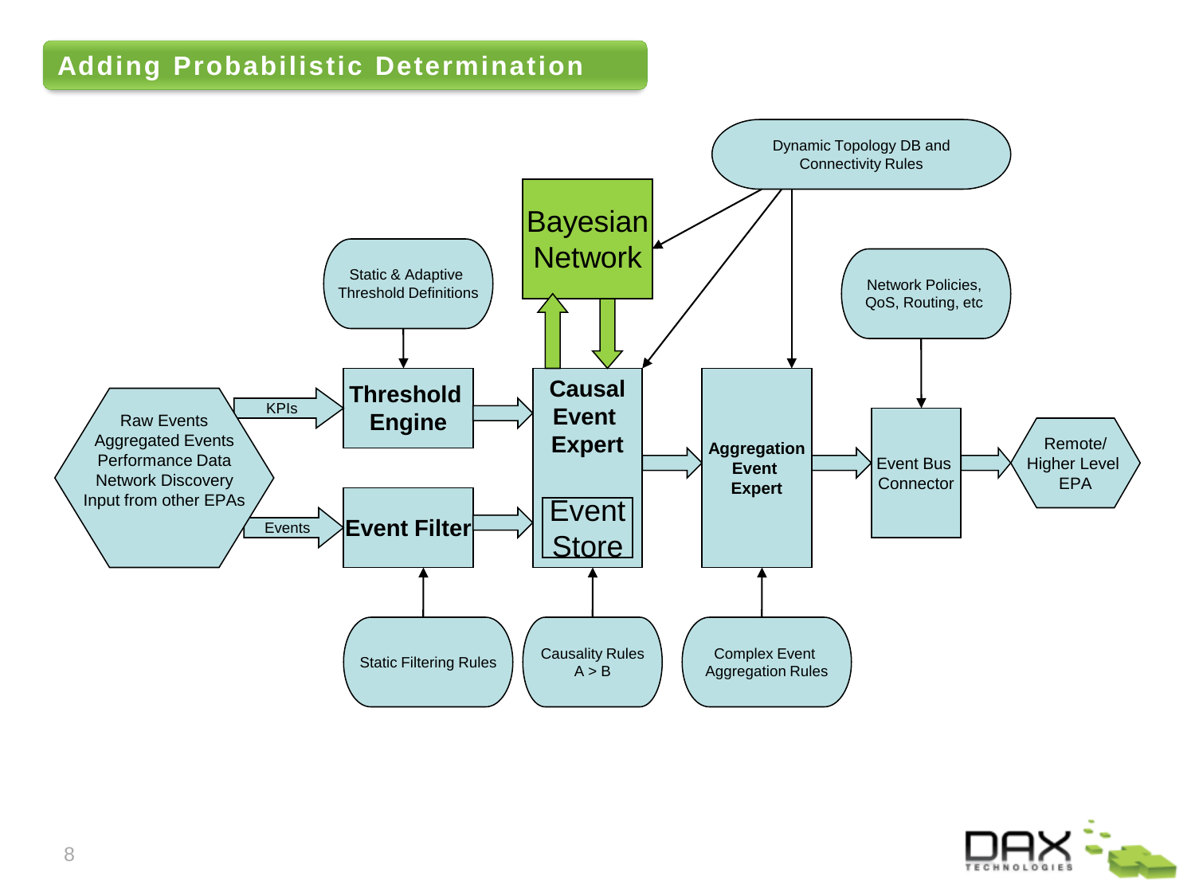# Adding Probabilistic Determination

Dynamic Topology DB and Connectivity Rules

Bayesian Network

Static & Adaptive Threshold Definitions

Network Policies, QoS, Routing, etc

Raw Events
Aggregated Events
Performance Data
Network Discovery
Input from other EPAs

KPIs

Events

**Threshold Engine**

**Event Filter**

**Causal Event Expert**

Event Store

**Aggregation Event Expert**

Event Bus Connector

Remote/ Higher Level EPA

Static Filtering Rules

Causality Rules
A > B

Complex Event Aggregation Rules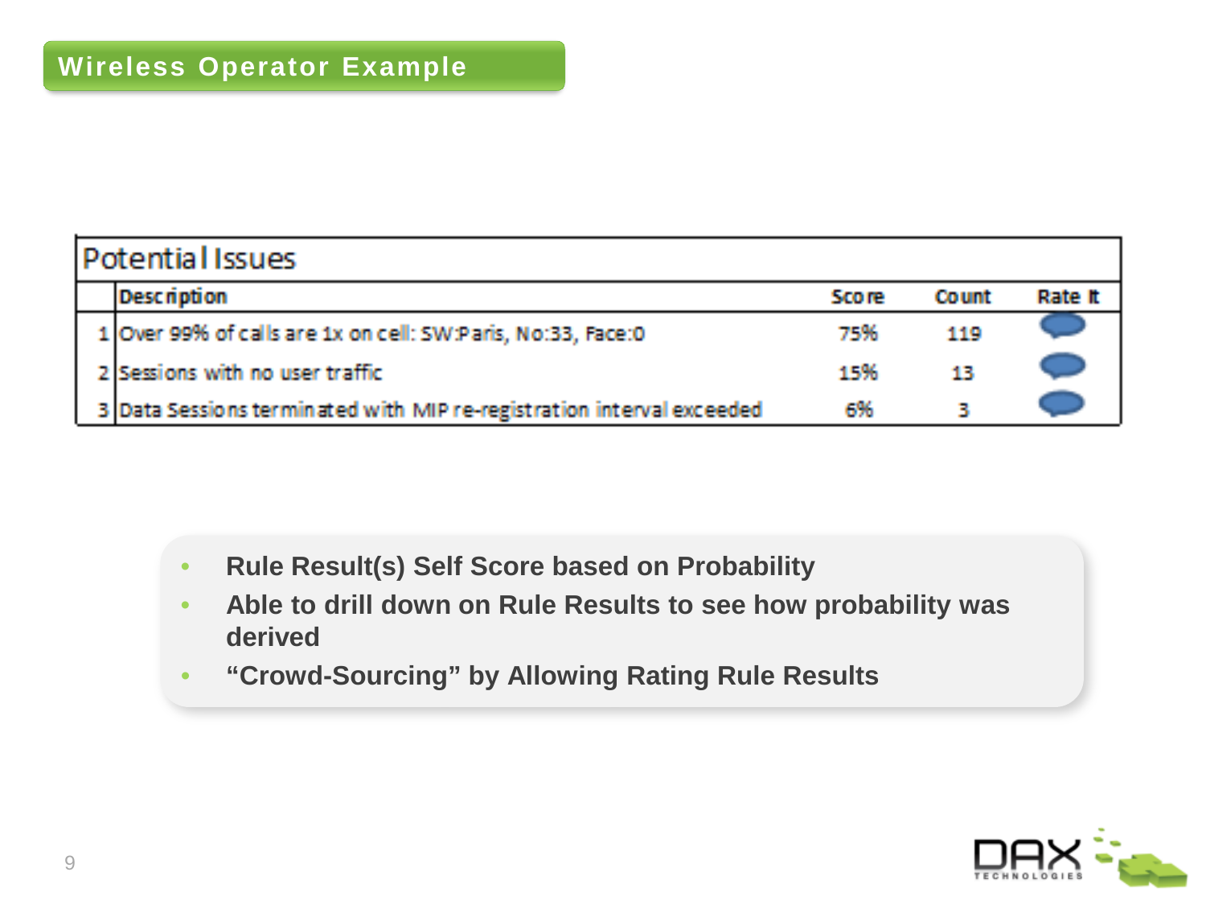## Wireless Operator Example

| | Potential Issues | | | |
|---|---|---|---|---|
| | Description | Score | Count | Rate It |
| 1 | Over 99% of calls are 1x on cell: SW:Paris, No:33, Face:0 | 75% | 119 | |
| 2 | Sessions with no user traffic | 15% | 13 | |
| 3 | Data Sessions terminated with MIP re-registration interval exceeded | 6% | 3 | |

- **Rule Result(s) Self Score based on Probability**
- **Able to drill down on Rule Results to see how probability was derived**
- **"Crowd-Sourcing" by Allowing Rating Rule Results**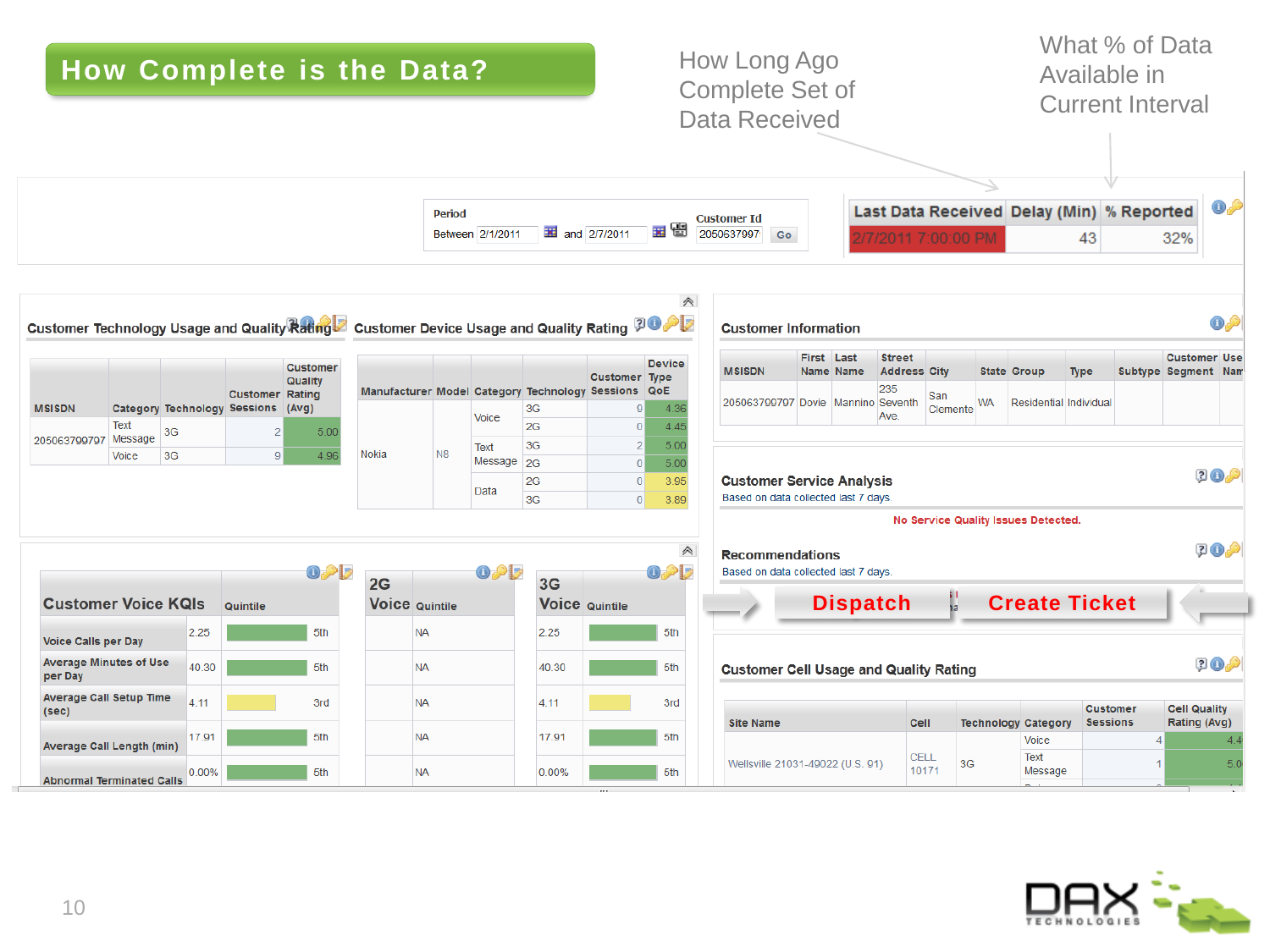# How Complete is the Data?

How Long Ago Complete Set of Data Received

What % of Data Available in Current Interval

Period
Between 2/1/2011 and 2/7/2011

Customer Id 2050637997 Go

| Last Data Received | Delay (Min) | % Reported |
|---|---|---|
| 2/7/2011 7:00:00 PM | 43 | 32% |

## Customer Technology Usage and Quality Rating

| MSISDN | Category | Technology | Customer Sessions | Customer Quality Rating (Avg) |
|---|---|---|---|---|
| 205063799797 | Text Message | 3G | 2 | 5.00 |
| | Voice | 3G | 9 | 4.96 |

## Customer Device Usage and Quality Rating

| Manufacturer | Model | Category | Technology | Customer Sessions | Device Type QoE |
|---|---|---|---|---|---|
| Nokia | N8 | Voice | 3G | 9 | 4.36 |
| | | | 2G | 0 | 4.45 |
| | | Text Message | 3G | 2 | 5.00 |
| | | | 2G | 0 | 5.00 |
| | | Data | 2G | 0 | 3.95 |
| | | | 3G | 0 | 3.89 |

## Customer Information

| MSISDN | First Name | Last Name | Street Address | City | State | Group | Type | Subtype | Customer Segment | Use Nam |
|---|---|---|---|---|---|---|---|---|---|---|
| 205063799797 | Dovie | Mannino | 235 Seventh Ave. | San Clemente | WA | Residential | Individual | | | |

## Customer Service Analysis

Based on data collected last 7 days.

No Service Quality Issues Detected.

## Recommendations

Based on data collected last 7 days.

Dispatch | Create Ticket

## Customer Voice KQIs

| Customer Voice KQIs | | Quintile |
|---|---|---|
| Voice Calls per Day | 2.25 | 5th |
| Average Minutes of Use per Day | 40.30 | 5th |
| Average Call Setup Time (sec) | 4.11 | 3rd |
| Average Call Length (min) | 17.91 | 5th |
| Abnormal Terminated Calls | 0.00% | 5th |

| 2G Voice | Quintile |
|---|---|
| | NA |
| | NA |
| | NA |
| | NA |
| | NA |

| 3G Voice | | Quintile |
|---|---|---|
| 2.25 | | 5th |
| 40.30 | | 5th |
| 4.11 | | 3rd |
| 17.91 | | 5th |
| 0.00% | | 5th |

## Customer Cell Usage and Quality Rating

| Site Name | Cell | Technology | Category | Customer Sessions | Cell Quality Rating (Avg) |
|---|---|---|---|---|---|
| Wellsville 21031-49022 (U.S. 91) | CELL 10171 | 3G | Voice | 4 | 4.4 |
| | | | Text Message | 1 | 5.0 |

DAX TECHNOLOGIES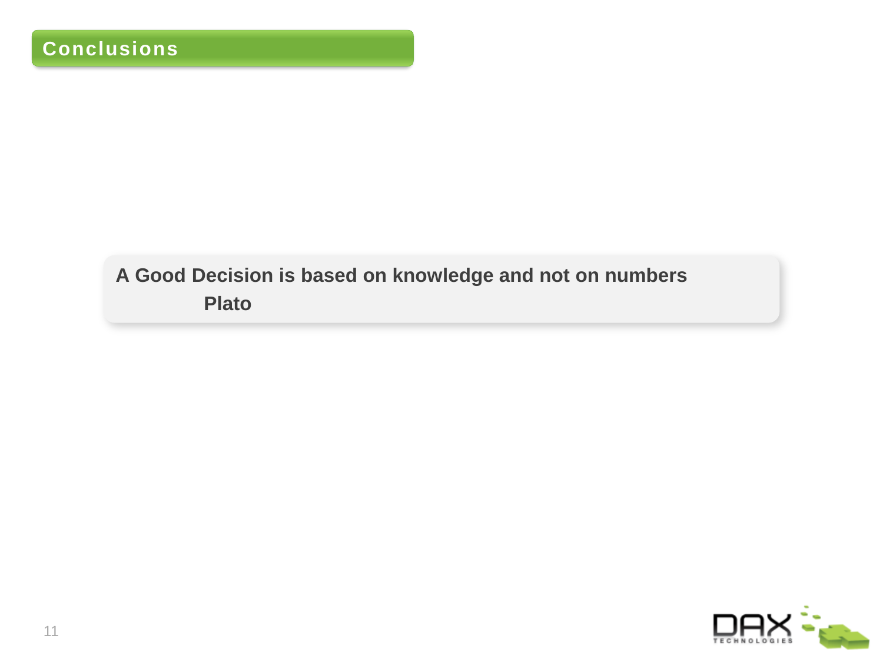## Conclusions

**A Good Decision is based on knowledge and not on numbers**
**Plato**